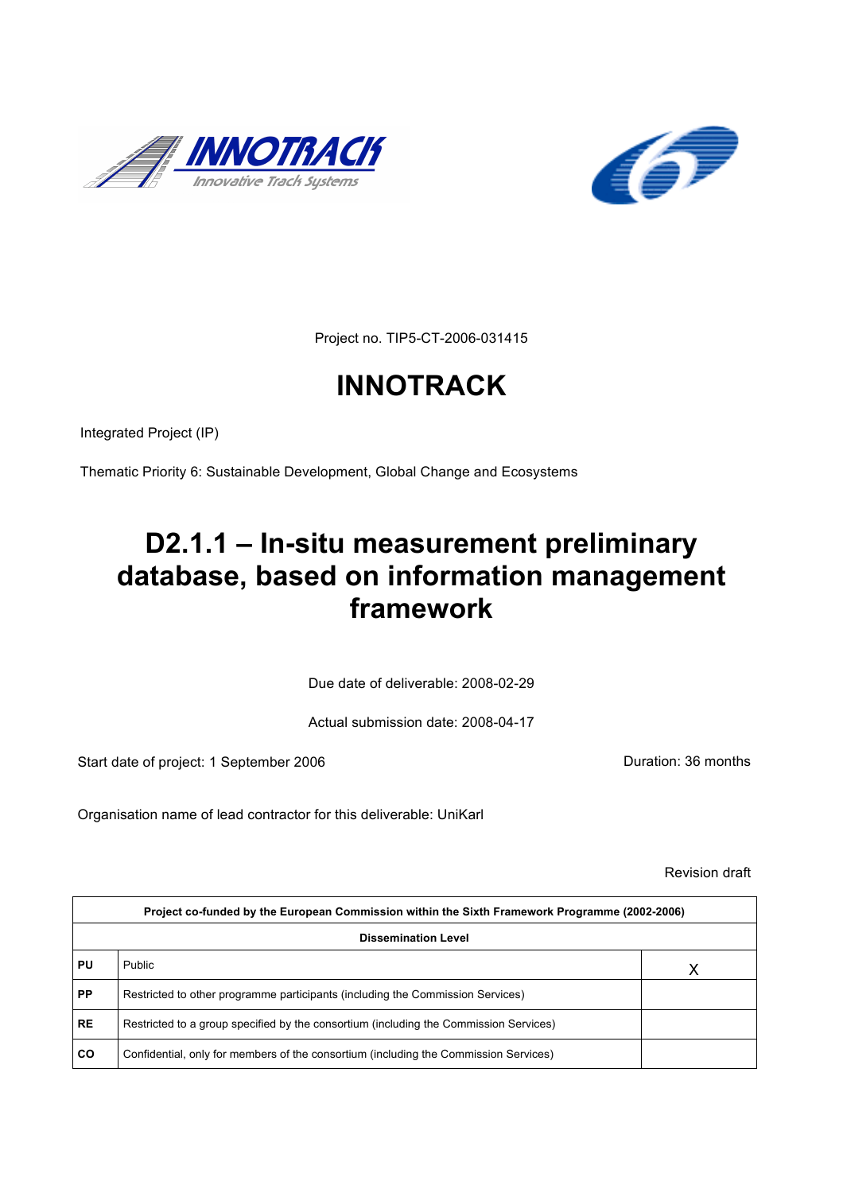Project no. TIP5-CT-2006-031415

# INNOTRACK

Integrated Project (IP)

Thematic Priority 6: Sustainable Development, Global Change and Ecosystems

# D2.1.1 – In-situ measurement preliminary database, based on information management framework

Due date of deliverable: 2008-02-29

Actual submission date: 2008-04-17

Start date of project: 1 September 2006 Duration: 36 months

Organisation name of lead contractor for this deliverable: UniKarl

Revision draft

| Project co-funded by the European Commission within the Sixth Framework Programme (2002-2006) | | |
|---|---|---|
| **Dissemination Level** | | |
| **PU** | Public | X |
| **PP** | Restricted to other programme participants (including the Commission Services) | |
| **RE** | Restricted to a group specified by the consortium (including the Commission Services) | |
| **CO** | Confidential, only for members of the consortium (including the Commission Services) | |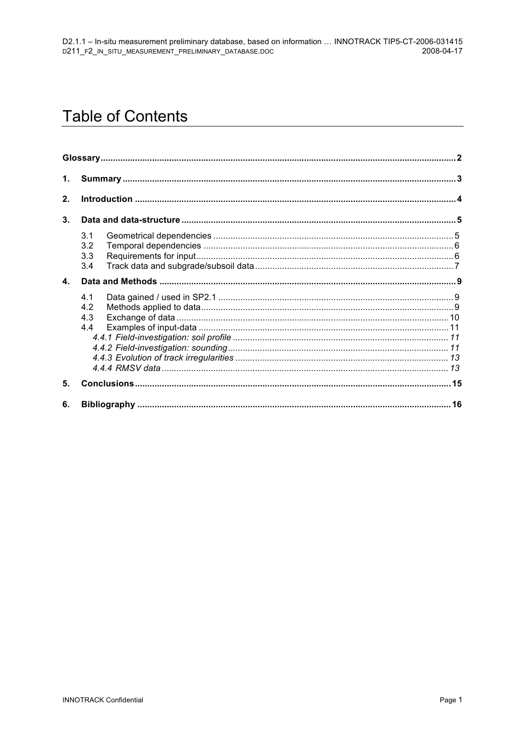# Table of Contents

**Glossary** ... 2

1. **Summary** ... 3
2. **Introduction** ... 4
3. **Data and data-structure** ... 5
   - 3.1 Geometrical dependencies ... 5
   - 3.2 Temporal dependencies ... 6
   - 3.3 Requirements for input ... 6
   - 3.4 Track data and subgrade/subsoil data ... 7
4. **Data and Methods** ... 9
   - 4.1 Data gained / used in SP2.1 ... 9
   - 4.2 Methods applied to data ... 9
   - 4.3 Exchange of data ... 10
   - 4.4 Examples of input-data ... 11
     - *4.4.1 Field-investigation: soil profile ... 11*
     - *4.4.2 Field-investigation: sounding ... 11*
     - *4.4.3 Evolution of track irregularities ... 13*
     - *4.4.4 RMSV data ... 13*
5. **Conclusions** ... 15
6. **Bibliography** ... 16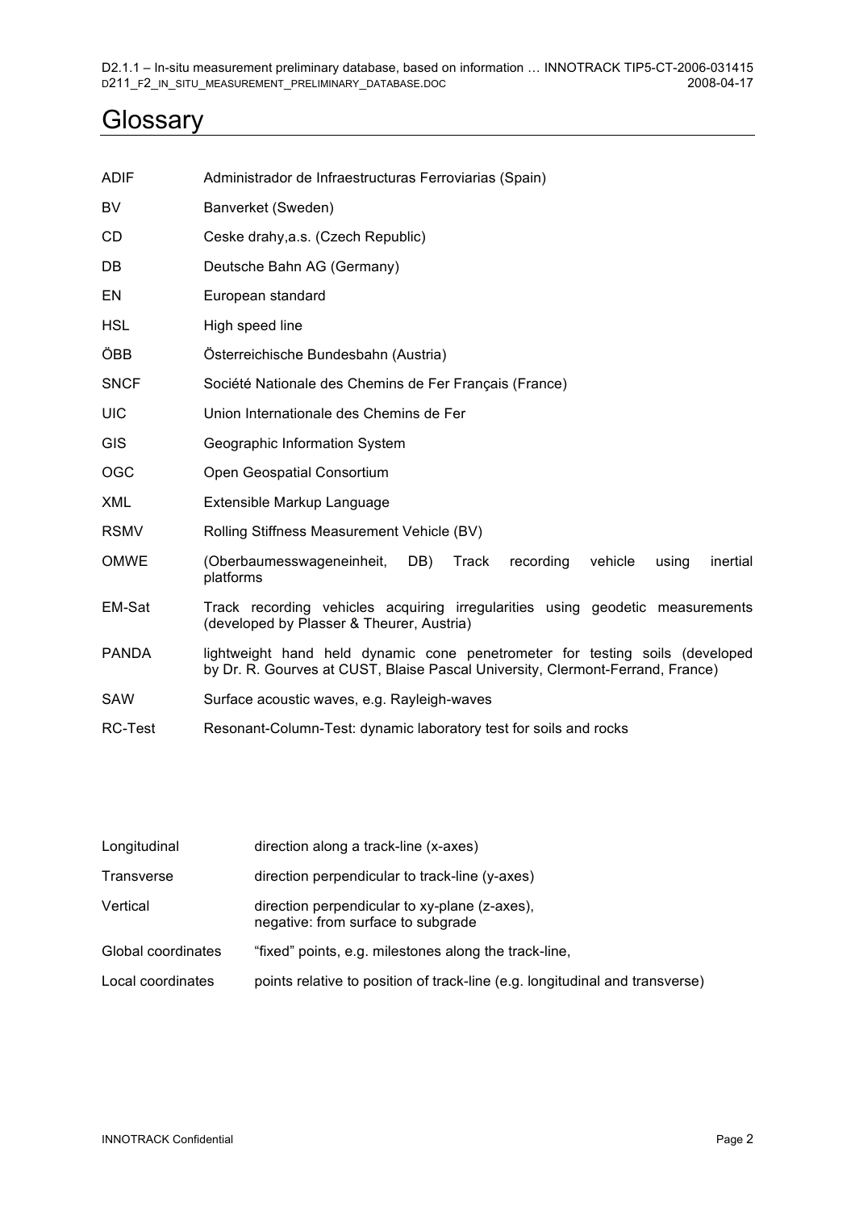# Glossary

| | |
|---|---|
| ADIF | Administrador de Infraestructuras Ferroviarias (Spain) |
| BV | Banverket (Sweden) |
| CD | Ceske drahy,a.s. (Czech Republic) |
| DB | Deutsche Bahn AG (Germany) |
| EN | European standard |
| HSL | High speed line |
| ÖBB | Österreichische Bundesbahn (Austria) |
| SNCF | Société Nationale des Chemins de Fer Français (France) |
| UIC | Union Internationale des Chemins de Fer |
| GIS | Geographic Information System |
| OGC | Open Geospatial Consortium |
| XML | Extensible Markup Language |
| RSMV | Rolling Stiffness Measurement Vehicle (BV) |
| OMWE | (Oberbaumesswageneinheit, DB) Track recording vehicle using inertial platforms |
| EM-Sat | Track recording vehicles acquiring irregularities using geodetic measurements (developed by Plasser & Theurer, Austria) |
| PANDA | lightweight hand held dynamic cone penetrometer for testing soils (developed by Dr. R. Gourves at CUST, Blaise Pascal University, Clermont-Ferrand, France) |
| SAW | Surface acoustic waves, e.g. Rayleigh-waves |
| RC-Test | Resonant-Column-Test: dynamic laboratory test for soils and rocks |

| | |
|---|---|
| Longitudinal | direction along a track-line (x-axes) |
| Transverse | direction perpendicular to track-line (y-axes) |
| Vertical | direction perpendicular to xy-plane (z-axes), negative: from surface to subgrade |
| Global coordinates | "fixed" points, e.g. milestones along the track-line, |
| Local coordinates | points relative to position of track-line (e.g. longitudinal and transverse) |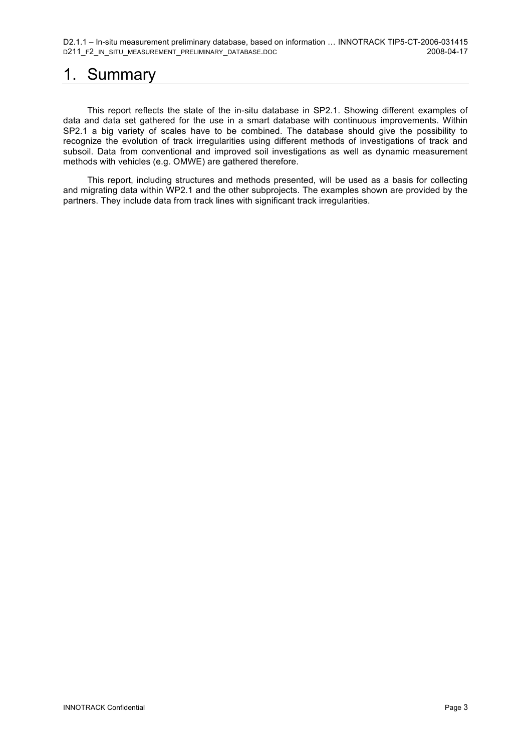# 1. Summary

This report reflects the state of the in-situ database in SP2.1. Showing different examples of data and data set gathered for the use in a smart database with continuous improvements. Within SP2.1 a big variety of scales have to be combined. The database should give the possibility to recognize the evolution of track irregularities using different methods of investigations of track and subsoil. Data from conventional and improved soil investigations as well as dynamic measurement methods with vehicles (e.g. OMWE) are gathered therefore.

This report, including structures and methods presented, will be used as a basis for collecting and migrating data within WP2.1 and the other subprojects. The examples shown are provided by the partners. They include data from track lines with significant track irregularities.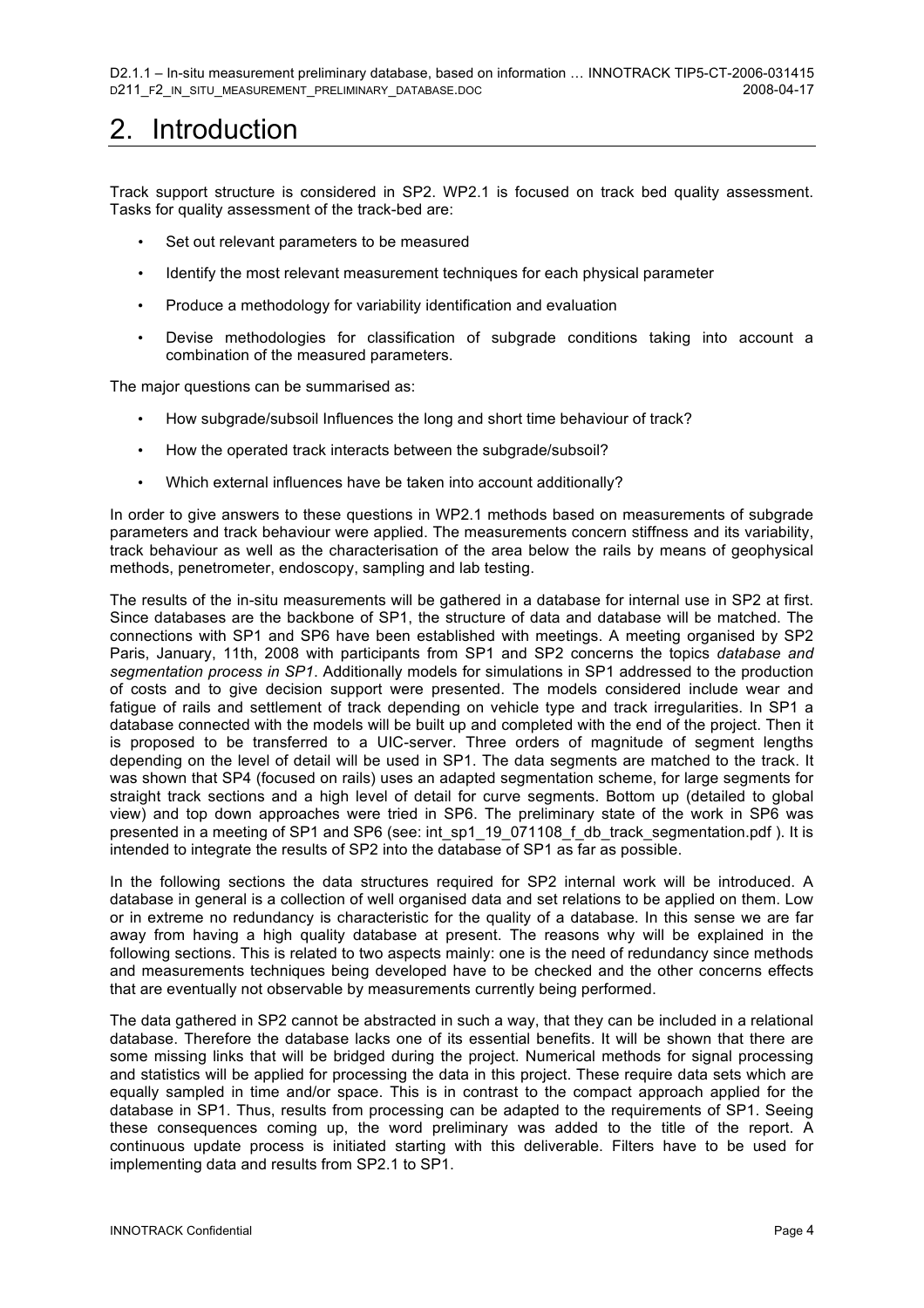# 2. Introduction

Track support structure is considered in SP2. WP2.1 is focused on track bed quality assessment. Tasks for quality assessment of the track-bed are:

- Set out relevant parameters to be measured
- Identify the most relevant measurement techniques for each physical parameter
- Produce a methodology for variability identification and evaluation
- Devise methodologies for classification of subgrade conditions taking into account a combination of the measured parameters.

The major questions can be summarised as:

- How subgrade/subsoil Influences the long and short time behaviour of track?
- How the operated track interacts between the subgrade/subsoil?
- Which external influences have be taken into account additionally?

In order to give answers to these questions in WP2.1 methods based on measurements of subgrade parameters and track behaviour were applied. The measurements concern stiffness and its variability, track behaviour as well as the characterisation of the area below the rails by means of geophysical methods, penetrometer, endoscopy, sampling and lab testing.

The results of the in-situ measurements will be gathered in a database for internal use in SP2 at first. Since databases are the backbone of SP1, the structure of data and database will be matched. The connections with SP1 and SP6 have been established with meetings. A meeting organised by SP2 Paris, January, 11th, 2008 with participants from SP1 and SP2 concerns the topics *database and segmentation process in SP1*. Additionally models for simulations in SP1 addressed to the production of costs and to give decision support were presented. The models considered include wear and fatigue of rails and settlement of track depending on vehicle type and track irregularities. In SP1 a database connected with the models will be built up and completed with the end of the project. Then it is proposed to be transferred to a UIC-server. Three orders of magnitude of segment lengths depending on the level of detail will be used in SP1. The data segments are matched to the track. It was shown that SP4 (focused on rails) uses an adapted segmentation scheme, for large segments for straight track sections and a high level of detail for curve segments. Bottom up (detailed to global view) and top down approaches were tried in SP6. The preliminary state of the work in SP6 was presented in a meeting of SP1 and SP6 (see: int_sp1_19_071108_f_db_track_segmentation.pdf ). It is intended to integrate the results of SP2 into the database of SP1 as far as possible.

In the following sections the data structures required for SP2 internal work will be introduced. A database in general is a collection of well organised data and set relations to be applied on them. Low or in extreme no redundancy is characteristic for the quality of a database. In this sense we are far away from having a high quality database at present. The reasons why will be explained in the following sections. This is related to two aspects mainly: one is the need of redundancy since methods and measurements techniques being developed have to be checked and the other concerns effects that are eventually not observable by measurements currently being performed.

The data gathered in SP2 cannot be abstracted in such a way, that they can be included in a relational database. Therefore the database lacks one of its essential benefits. It will be shown that there are some missing links that will be bridged during the project. Numerical methods for signal processing and statistics will be applied for processing the data in this project. These require data sets which are equally sampled in time and/or space. This is in contrast to the compact approach applied for the database in SP1. Thus, results from processing can be adapted to the requirements of SP1. Seeing these consequences coming up, the word preliminary was added to the title of the report. A continuous update process is initiated starting with this deliverable. Filters have to be used for implementing data and results from SP2.1 to SP1.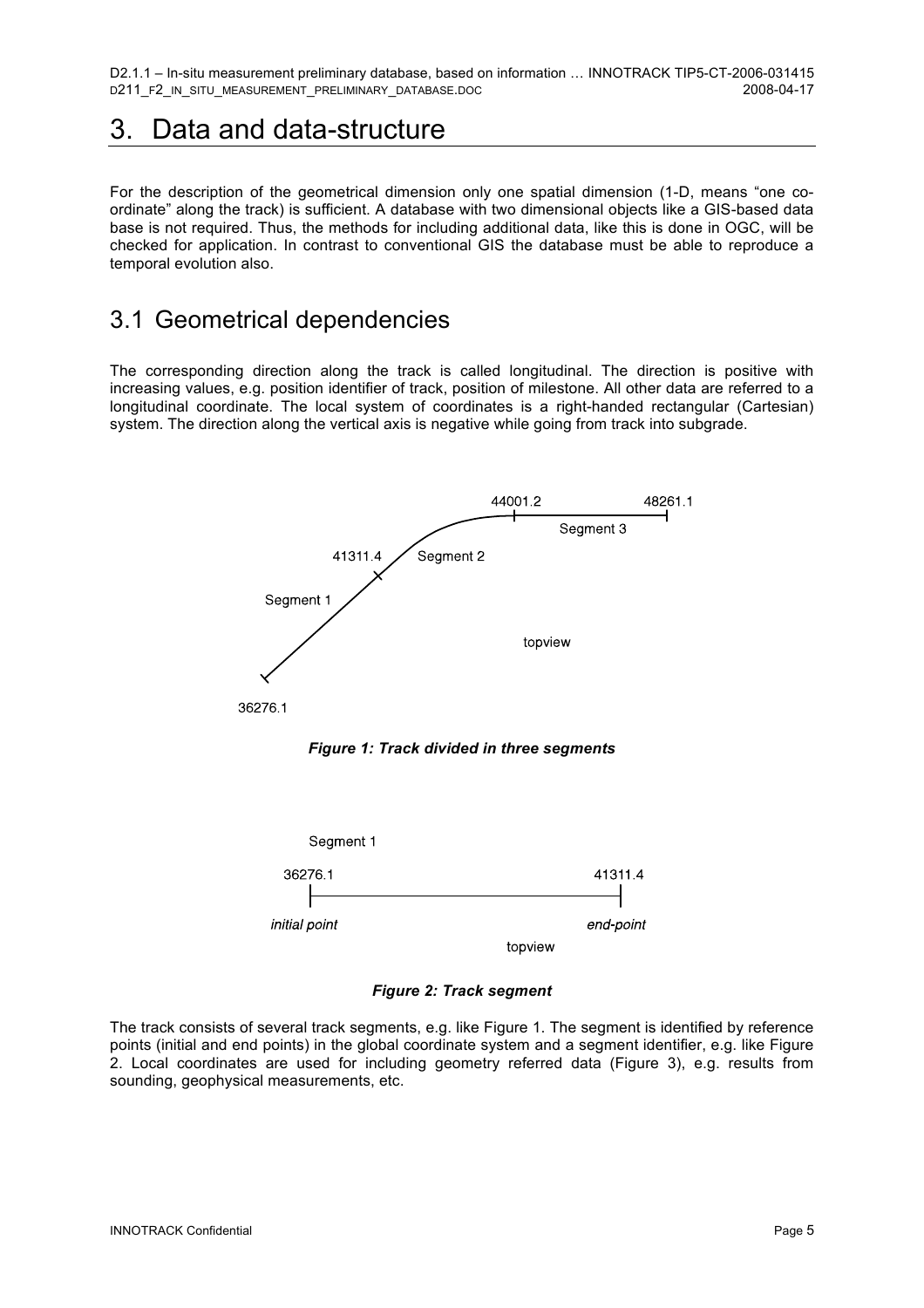# 3. Data and data-structure

For the description of the geometrical dimension only one spatial dimension (1-D, means "one co-ordinate" along the track) is sufficient. A database with two dimensional objects like a GIS-based data base is not required. Thus, the methods for including additional data, like this is done in OGC, will be checked for application. In contrast to conventional GIS the database must be able to reproduce a temporal evolution also.

## 3.1 Geometrical dependencies

The corresponding direction along the track is called longitudinal. The direction is positive with increasing values, e.g. position identifier of track, position of milestone. All other data are referred to a longitudinal coordinate. The local system of coordinates is a right-handed rectangular (Cartesian) system. The direction along the vertical axis is negative while going from track into subgrade.

*Figure 1: Track divided in three segments*

*Figure 2: Track segment*

The track consists of several track segments, e.g. like Figure 1. The segment is identified by reference points (initial and end points) in the global coordinate system and a segment identifier, e.g. like Figure 2. Local coordinates are used for including geometry referred data (Figure 3), e.g. results from sounding, geophysical measurements, etc.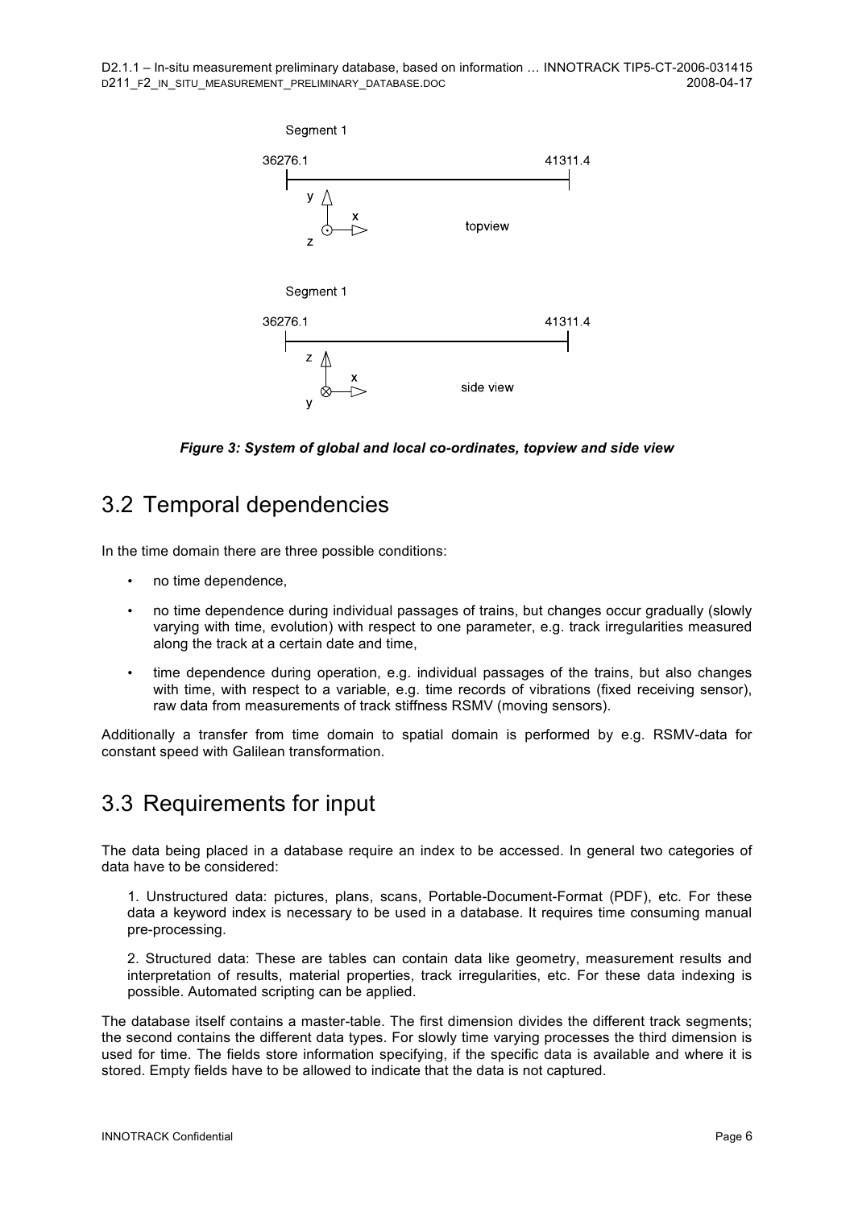Segment 1

36276.1 41311.4

topview

Segment 1

36276.1 41311.4

side view

***Figure 3: System of global and local co-ordinates, topview and side view***

## 3.2 Temporal dependencies

In the time domain there are three possible conditions:

- no time dependence,
- no time dependence during individual passages of trains, but changes occur gradually (slowly varying with time, evolution) with respect to one parameter, e.g. track irregularities measured along the track at a certain date and time,
- time dependence during operation, e.g. individual passages of the trains, but also changes with time, with respect to a variable, e.g. time records of vibrations (fixed receiving sensor), raw data from measurements of track stiffness RSMV (moving sensors).

Additionally a transfer from time domain to spatial domain is performed by e.g. RSMV-data for constant speed with Galilean transformation.

## 3.3 Requirements for input

The data being placed in a database require an index to be accessed. In general two categories of data have to be considered:

1. Unstructured data: pictures, plans, scans, Portable-Document-Format (PDF), etc. For these data a keyword index is necessary to be used in a database. It requires time consuming manual pre-processing.

2. Structured data: These are tables can contain data like geometry, measurement results and interpretation of results, material properties, track irregularities, etc. For these data indexing is possible. Automated scripting can be applied.

The database itself contains a master-table. The first dimension divides the different track segments; the second contains the different data types. For slowly time varying processes the third dimension is used for time. The fields store information specifying, if the specific data is available and where it is stored. Empty fields have to be allowed to indicate that the data is not captured.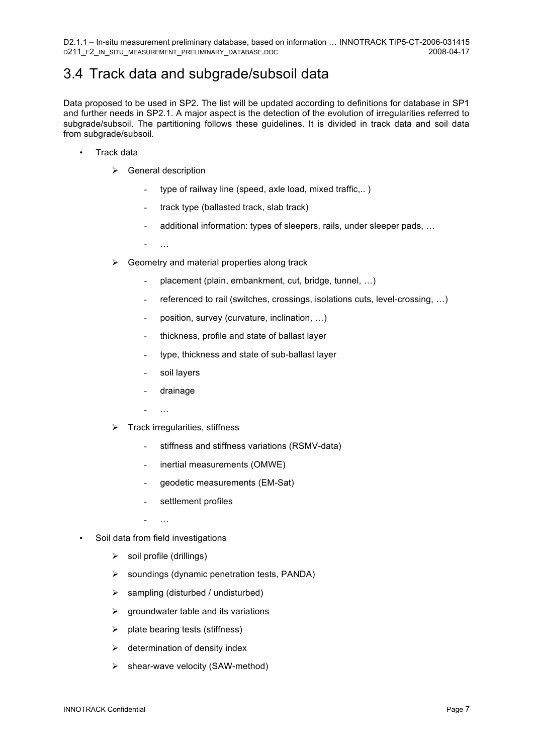## 3.4 Track data and subgrade/subsoil data

Data proposed to be used in SP2. The list will be updated according to definitions for database in SP1 and further needs in SP2.1. A major aspect is the detection of the evolution of irregularities referred to subgrade/subsoil. The partitioning follows these guidelines. It is divided in track data and soil data from subgrade/subsoil.

- Track data
  - General description
    - type of railway line (speed, axle load, mixed traffic,.. )
    - track type (ballasted track, slab track)
    - additional information: types of sleepers, rails, under sleeper pads, …
    - …
  - Geometry and material properties along track
    - placement (plain, embankment, cut, bridge, tunnel, …)
    - referenced to rail (switches, crossings, isolations cuts, level-crossing, …)
    - position, survey (curvature, inclination, …)
    - thickness, profile and state of ballast layer
    - type, thickness and state of sub-ballast layer
    - soil layers
    - drainage
    - …
  - Track irregularities, stiffness
    - stiffness and stiffness variations (RSMV-data)
    - inertial measurements (OMWE)
    - geodetic measurements (EM-Sat)
    - settlement profiles
    - …
- Soil data from field investigations
  - soil profile (drillings)
  - soundings (dynamic penetration tests, PANDA)
  - sampling (disturbed / undisturbed)
  - groundwater table and its variations
  - plate bearing tests (stiffness)
  - determination of density index
  - shear-wave velocity (SAW-method)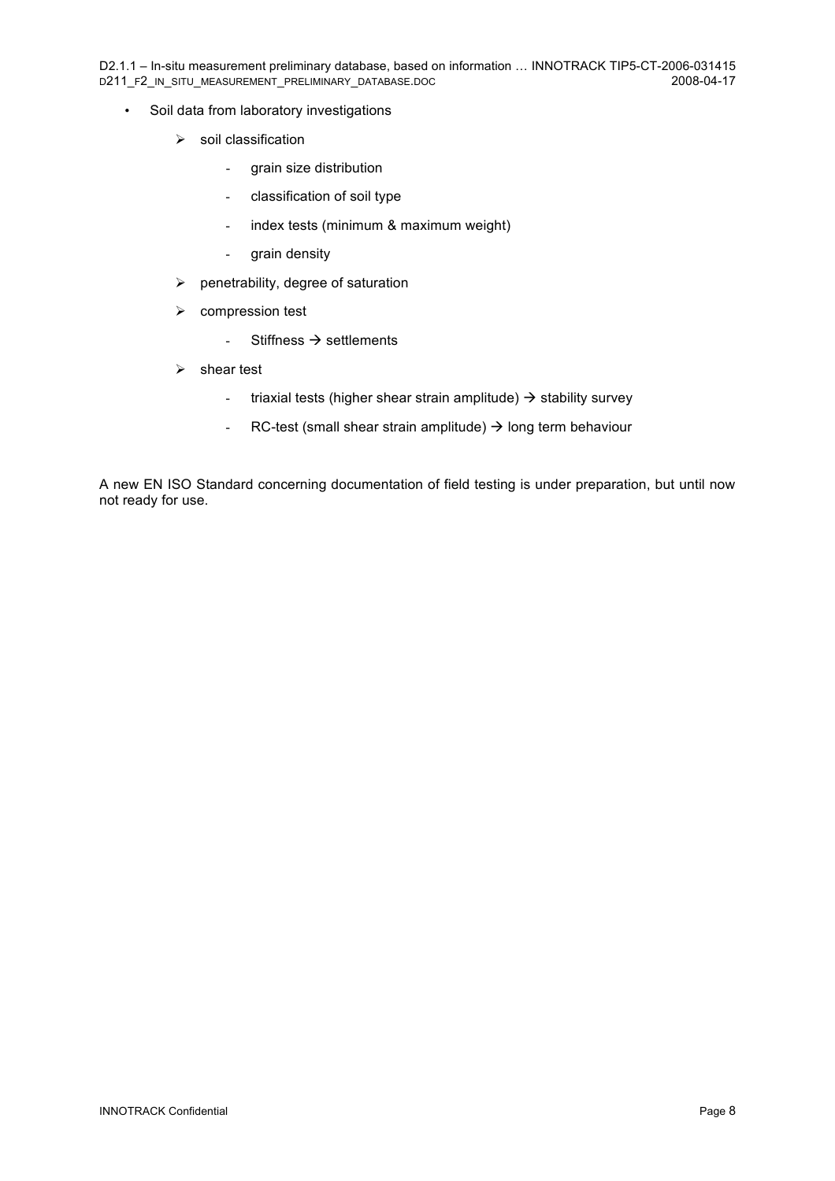- Soil data from laboratory investigations
  - soil classification
    - grain size distribution
    - classification of soil type
    - index tests (minimum & maximum weight)
    - grain density
  - penetrability, degree of saturation
  - compression test
    - Stiffness → settlements
  - shear test
    - triaxial tests (higher shear strain amplitude) → stability survey
    - RC-test (small shear strain amplitude) → long term behaviour

A new EN ISO Standard concerning documentation of field testing is under preparation, but until now not ready for use.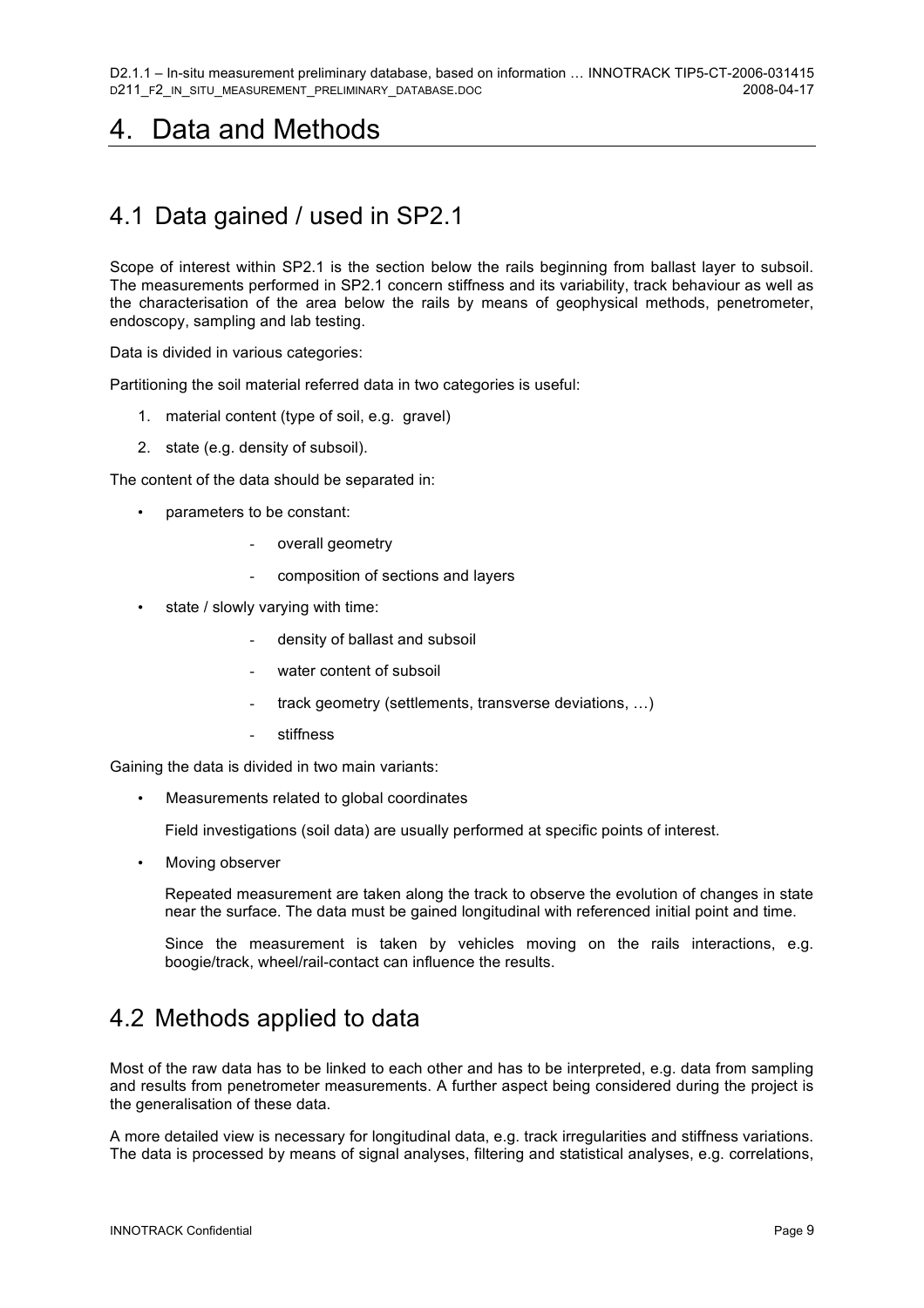# 4. Data and Methods

## 4.1 Data gained / used in SP2.1

Scope of interest within SP2.1 is the section below the rails beginning from ballast layer to subsoil. The measurements performed in SP2.1 concern stiffness and its variability, track behaviour as well as the characterisation of the area below the rails by means of geophysical methods, penetrometer, endoscopy, sampling and lab testing.

Data is divided in various categories:

Partitioning the soil material referred data in two categories is useful:

1. material content (type of soil, e.g. gravel)
2. state (e.g. density of subsoil).

The content of the data should be separated in:

- parameters to be constant:
  - overall geometry
  - composition of sections and layers
- state / slowly varying with time:
  - density of ballast and subsoil
  - water content of subsoil
  - track geometry (settlements, transverse deviations, …)
  - stiffness

Gaining the data is divided in two main variants:

- Measurements related to global coordinates

  Field investigations (soil data) are usually performed at specific points of interest.

- Moving observer

  Repeated measurement are taken along the track to observe the evolution of changes in state near the surface. The data must be gained longitudinal with referenced initial point and time.

  Since the measurement is taken by vehicles moving on the rails interactions, e.g. boogie/track, wheel/rail-contact can influence the results.

## 4.2 Methods applied to data

Most of the raw data has to be linked to each other and has to be interpreted, e.g. data from sampling and results from penetrometer measurements. A further aspect being considered during the project is the generalisation of these data.

A more detailed view is necessary for longitudinal data, e.g. track irregularities and stiffness variations. The data is processed by means of signal analyses, filtering and statistical analyses, e.g. correlations,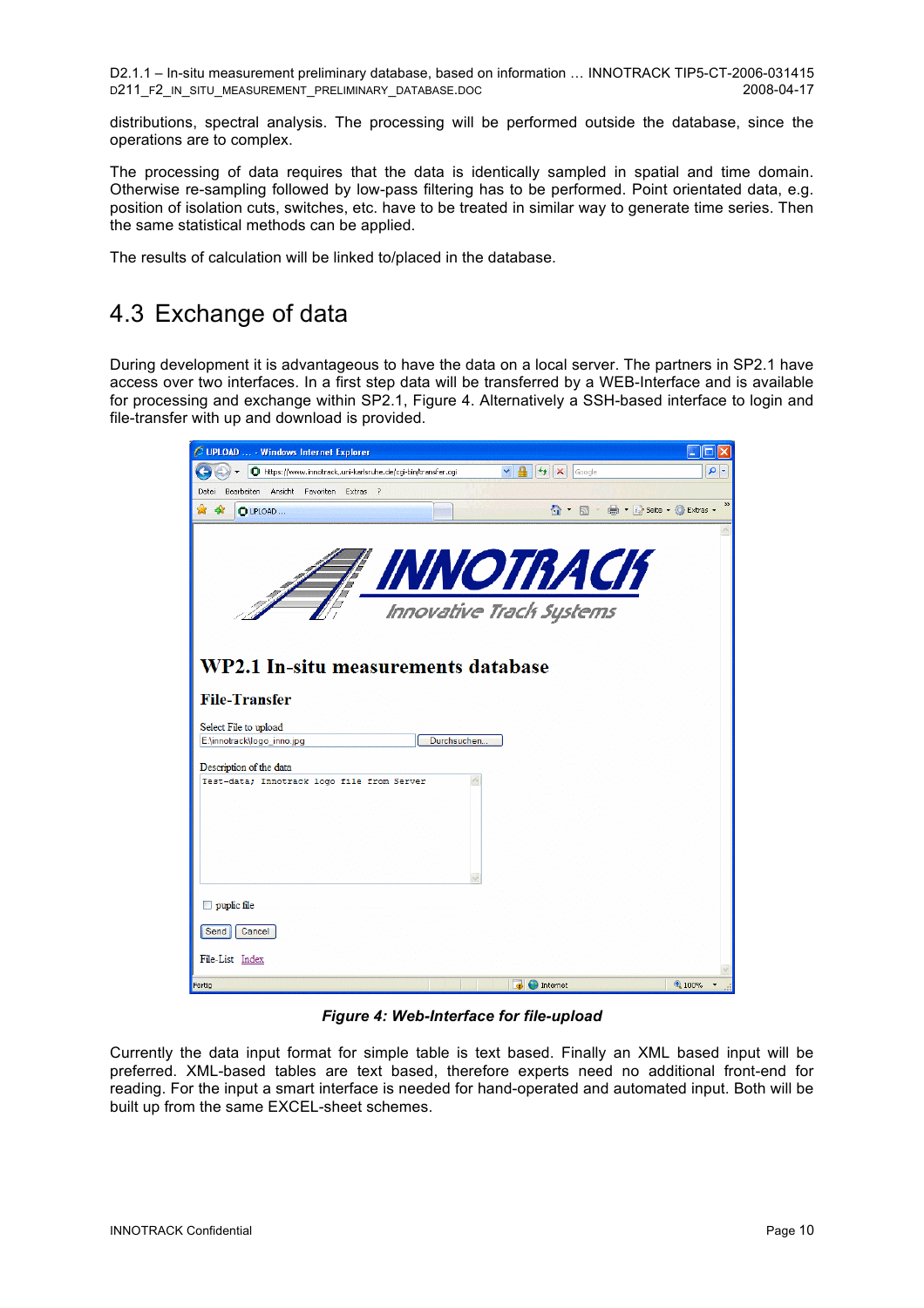distributions, spectral analysis. The processing will be performed outside the database, since the operations are to complex.

The processing of data requires that the data is identically sampled in spatial and time domain. Otherwise re-sampling followed by low-pass filtering has to be performed. Point orientated data, e.g. position of isolation cuts, switches, etc. have to be treated in similar way to generate time series. Then the same statistical methods can be applied.

The results of calculation will be linked to/placed in the database.

## 4.3 Exchange of data

During development it is advantageous to have the data on a local server. The partners in SP2.1 have access over two interfaces. In a first step data will be transferred by a WEB-Interface and is available for processing and exchange within SP2.1, Figure 4. Alternatively a SSH-based interface to login and file-transfer with up and download is provided.

*Figure 4: Web-Interface for file-upload*

Currently the data input format for simple table is text based. Finally an XML based input will be preferred. XML-based tables are text based, therefore experts need no additional front-end for reading. For the input a smart interface is needed for hand-operated and automated input. Both will be built up from the same EXCEL-sheet schemes.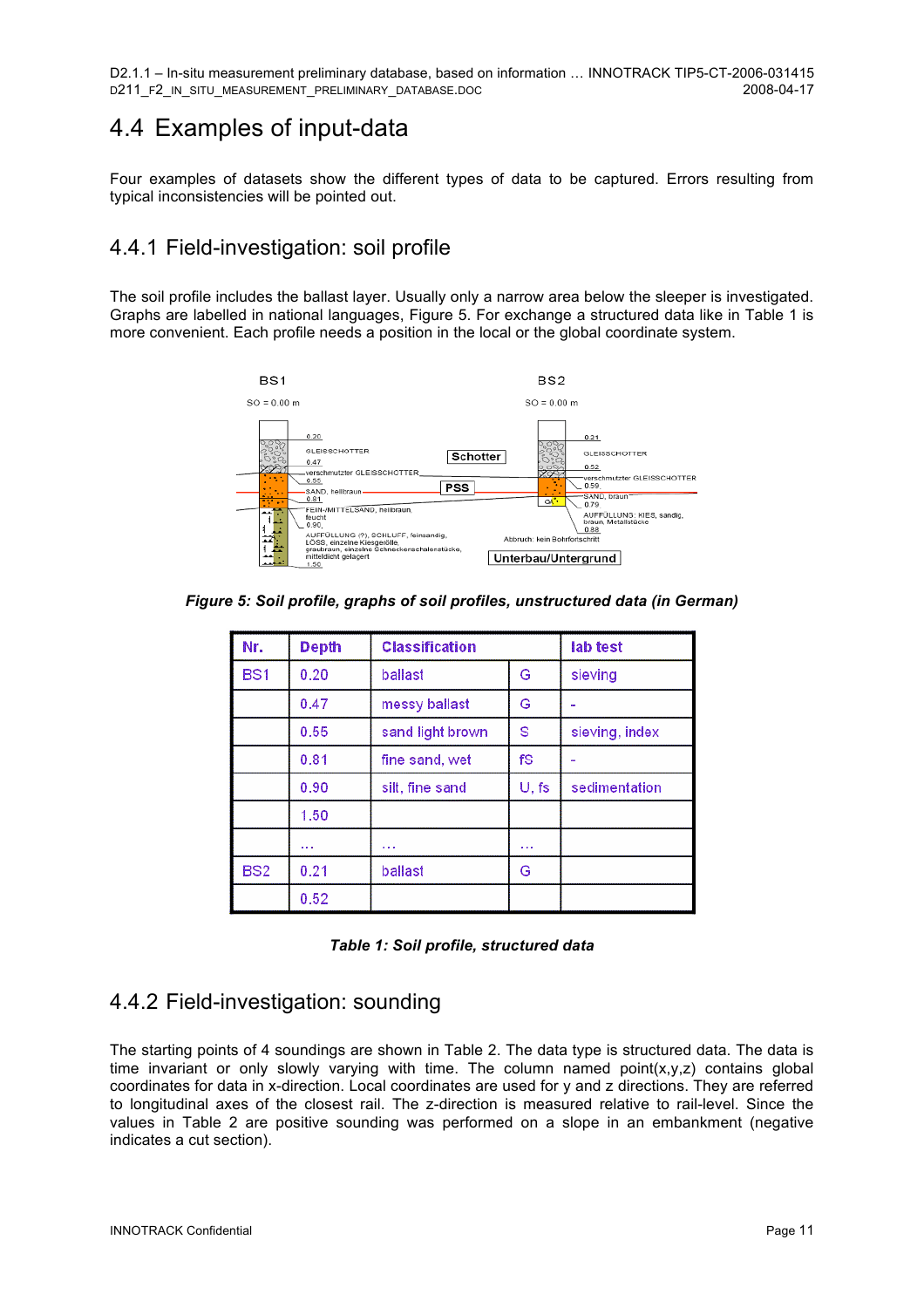# 4.4 Examples of input-data

Four examples of datasets show the different types of data to be captured. Errors resulting from typical inconsistencies will be pointed out.

## 4.4.1 Field-investigation: soil profile

The soil profile includes the ballast layer. Usually only a narrow area below the sleeper is investigated. Graphs are labelled in national languages, Figure 5. For exchange a structured data like in Table 1 is more convenient. Each profile needs a position in the local or the global coordinate system.

*Figure 5: Soil profile, graphs of soil profiles, unstructured data (in German)*

| Nr. | Depth | Classification | | lab test |
|---|---|---|---|---|
| BS1 | 0.20 | ballast | G | sieving |
| | 0.47 | messy ballast | G | - |
| | 0.55 | sand light brown | S | sieving, index |
| | 0.81 | fine sand, wet | fS | - |
| | 0.90 | silt, fine sand | U, fs | sedimentation |
| | 1.50 | | | |
| | … | … | … | |
| BS2 | 0.21 | ballast | G | |
| | 0.52 | | | |

*Table 1: Soil profile, structured data*

## 4.4.2 Field-investigation: sounding

The starting points of 4 soundings are shown in Table 2. The data type is structured data. The data is time invariant or only slowly varying with time. The column named point(x,y,z) contains global coordinates for data in x-direction. Local coordinates are used for y and z directions. They are referred to longitudinal axes of the closest rail. The z-direction is measured relative to rail-level. Since the values in Table 2 are positive sounding was performed on a slope in an embankment (negative indicates a cut section).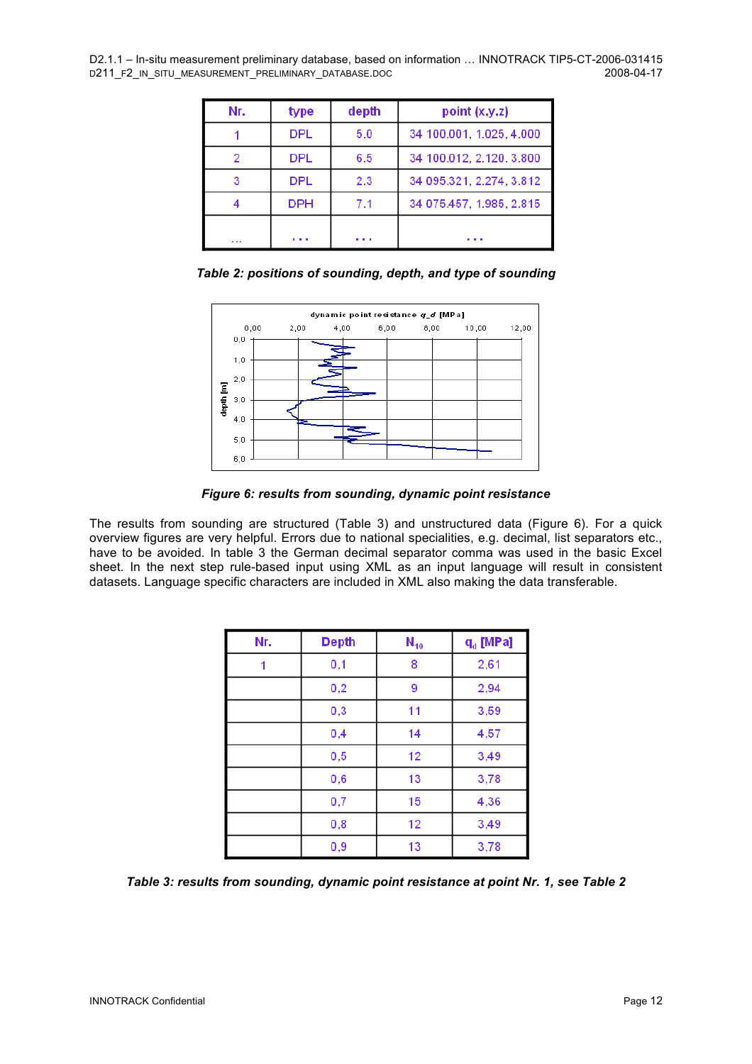| Nr. | type | depth | point (x,y,z) |
|---|---|---|---|
| 1 | DPL | 5.0 | 34 100.001, 1.025, 4.000 |
| 2 | DPL | 6.5 | 34 100.012, 2.120. 3.800 |
| 3 | DPL | 2.3 | 34 095.321, 2.274, 3.812 |
| 4 | DPH | 7.1 | 34 075.457, 1.985, 2.815 |
| … | … | … | … |

***Table 2: positions of sounding, depth, and type of sounding***

***Figure 6: results from sounding, dynamic point resistance***

The results from sounding are structured (Table 3) and unstructured data (Figure 6). For a quick overview figures are very helpful. Errors due to national specialities, e.g. decimal, list separators etc., have to be avoided. In table 3 the German decimal separator comma was used in the basic Excel sheet. In the next step rule-based input using XML as an input language will result in consistent datasets. Language specific characters are included in XML also making the data transferable.

| Nr. | Depth | $N_{10}$ | $q_d$ [MPa] |
|---|---|---|---|
| 1 | 0,1 | 8 | 2,61 |
| | 0,2 | 9 | 2,94 |
| | 0,3 | 11 | 3,59 |
| | 0,4 | 14 | 4,57 |
| | 0,5 | 12 | 3,49 |
| | 0,6 | 13 | 3,78 |
| | 0,7 | 15 | 4,36 |
| | 0,8 | 12 | 3,49 |
| | 0,9 | 13 | 3,78 |

***Table 3: results from sounding, dynamic point resistance at point Nr. 1, see Table 2***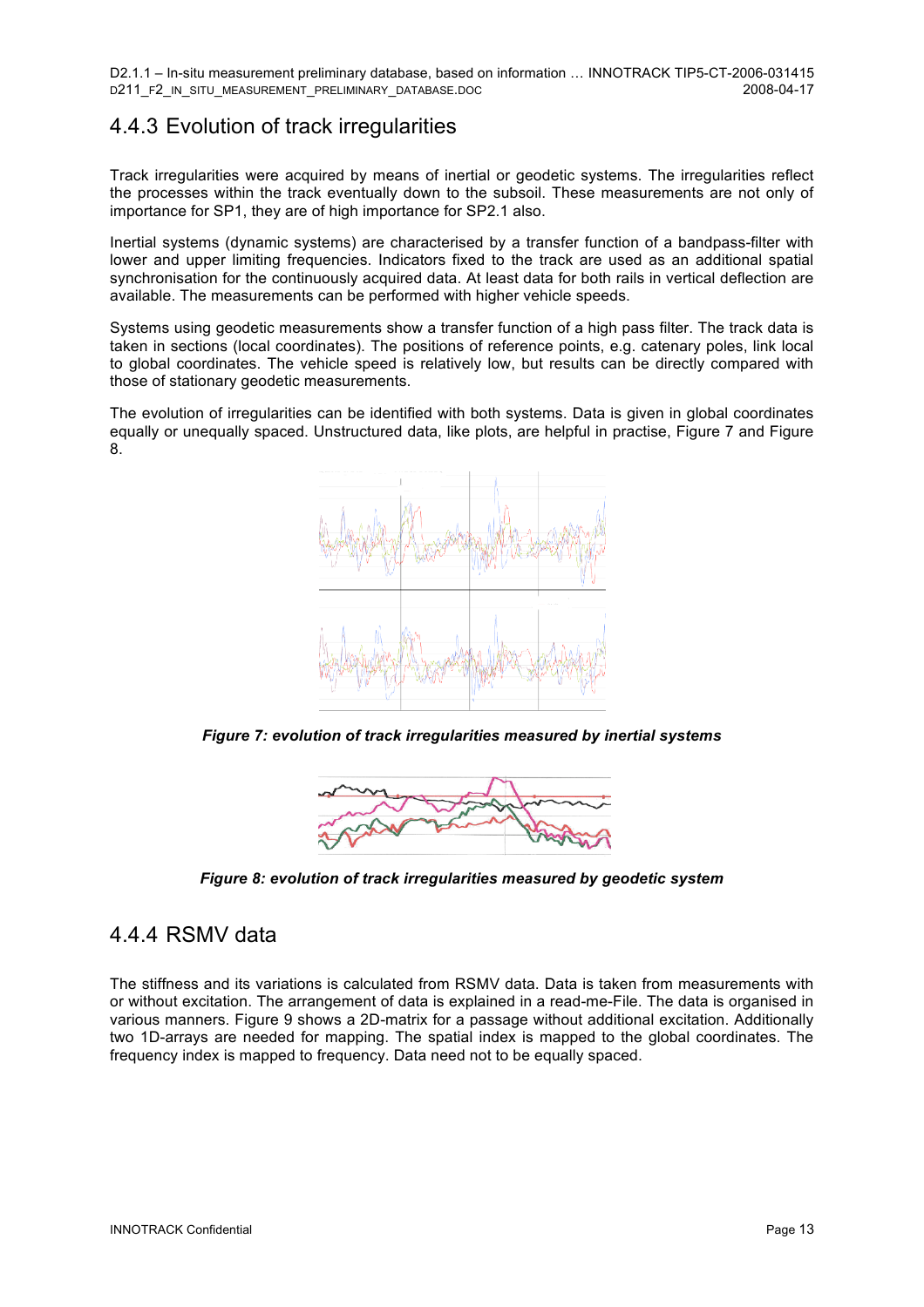## 4.4.3 Evolution of track irregularities

Track irregularities were acquired by means of inertial or geodetic systems. The irregularities reflect the processes within the track eventually down to the subsoil. These measurements are not only of importance for SP1, they are of high importance for SP2.1 also.

Inertial systems (dynamic systems) are characterised by a transfer function of a bandpass-filter with lower and upper limiting frequencies. Indicators fixed to the track are used as an additional spatial synchronisation for the continuously acquired data. At least data for both rails in vertical deflection are available. The measurements can be performed with higher vehicle speeds.

Systems using geodetic measurements show a transfer function of a high pass filter. The track data is taken in sections (local coordinates). The positions of reference points, e.g. catenary poles, link local to global coordinates. The vehicle speed is relatively low, but results can be directly compared with those of stationary geodetic measurements.

The evolution of irregularities can be identified with both systems. Data is given in global coordinates equally or unequally spaced. Unstructured data, like plots, are helpful in practise, Figure 7 and Figure 8.

***Figure 7: evolution of track irregularities measured by inertial systems***

***Figure 8: evolution of track irregularities measured by geodetic system***

## 4.4.4 RSMV data

The stiffness and its variations is calculated from RSMV data. Data is taken from measurements with or without excitation. The arrangement of data is explained in a read-me-File. The data is organised in various manners. Figure 9 shows a 2D-matrix for a passage without additional excitation. Additionally two 1D-arrays are needed for mapping. The spatial index is mapped to the global coordinates. The frequency index is mapped to frequency. Data need not to be equally spaced.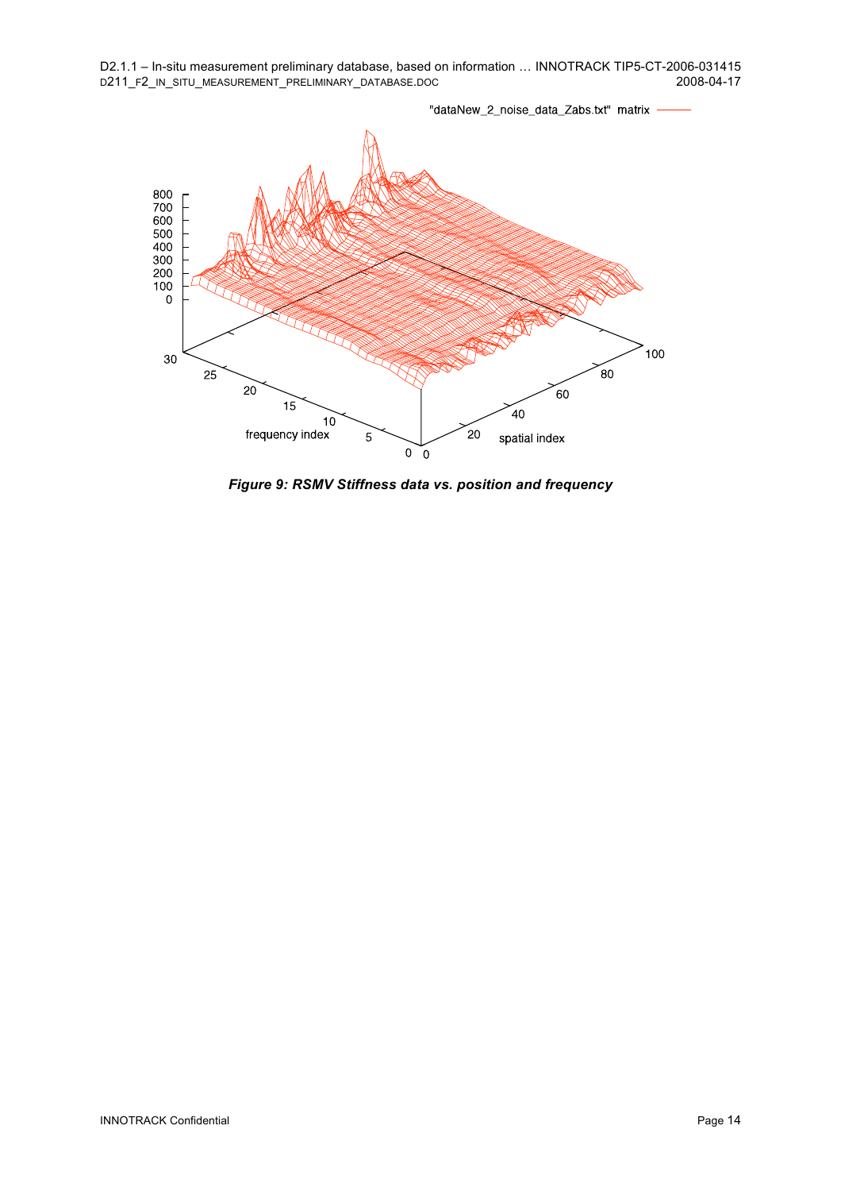*Figure 9: RSMV Stiffness data vs. position and frequency*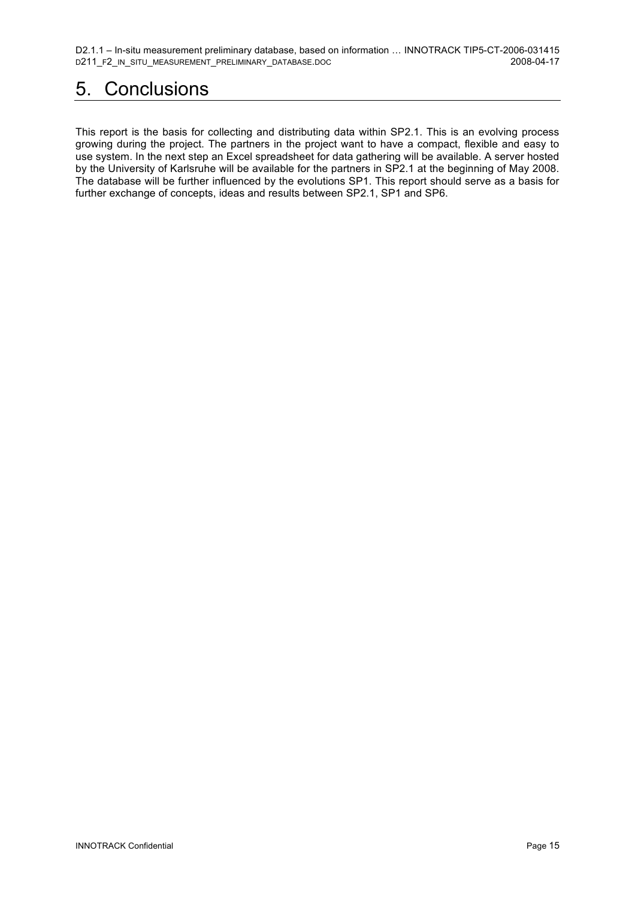# 5. Conclusions

This report is the basis for collecting and distributing data within SP2.1. This is an evolving process growing during the project. The partners in the project want to have a compact, flexible and easy to use system. In the next step an Excel spreadsheet for data gathering will be available. A server hosted by the University of Karlsruhe will be available for the partners in SP2.1 at the beginning of May 2008. The database will be further influenced by the evolutions SP1. This report should serve as a basis for further exchange of concepts, ideas and results between SP2.1, SP1 and SP6.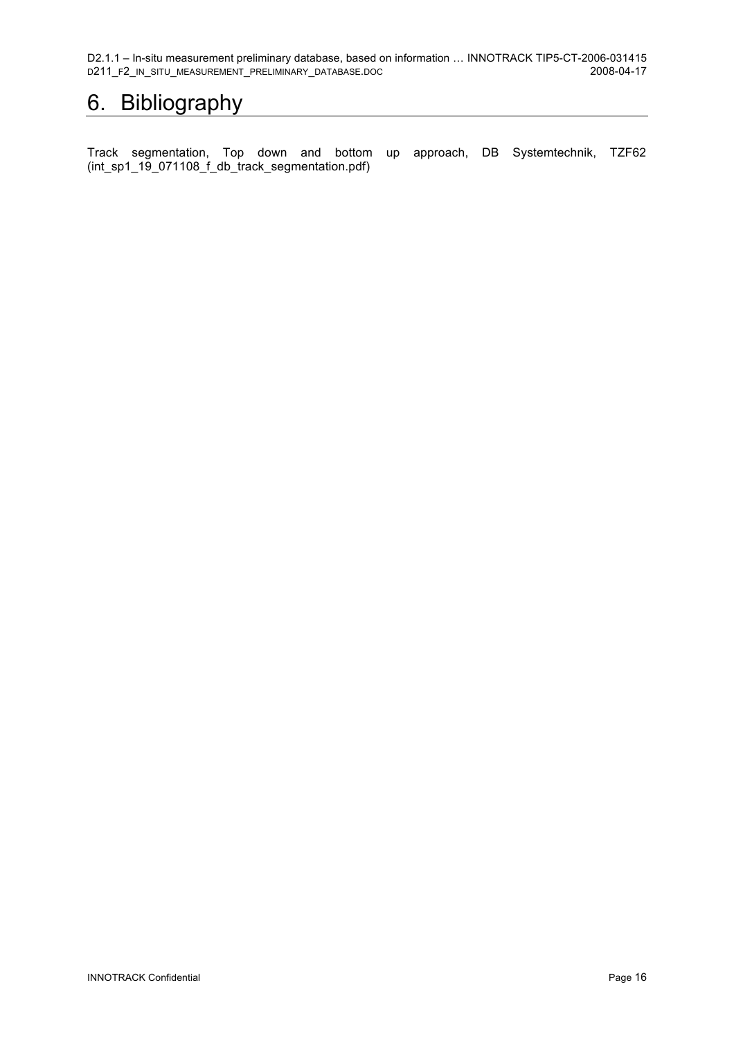# 6. Bibliography

Track segmentation, Top down and bottom up approach, DB Systemtechnik, TZF62 (int_sp1_19_071108_f_db_track_segmentation.pdf)